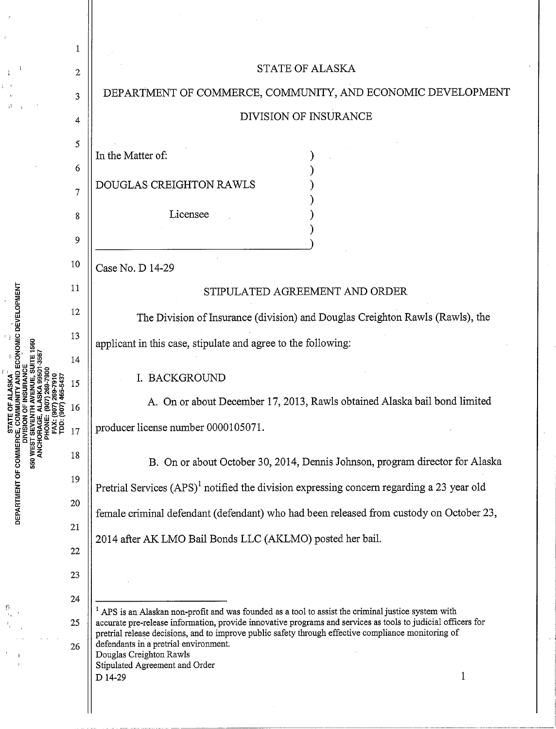STATE OF ALASKA

DEPARTMENT OF COMMERCE, COMMUNITY, AND ECONOMIC DEVELOPMENT

DIVISION OF INSURANCE

In the Matter of:

DOUGLAS CREIGHTON RAWLS

Licensee

Case No. D 14-29

## STIPULATED AGREEMENT AND ORDER

The Division of Insurance (division) and Douglas Creighton Rawls (Rawls), the applicant in this case, stipulate and agree to the following:

### I. BACKGROUND

A. On or about December 17, 2013, Rawls obtained Alaska bail bond limited producer license number 0000105071.

B. On or about October 30, 2014, Dennis Johnson, program director for Alaska Pretrial Services (APS)[1] notified the division expressing concern regarding a 23 year old female criminal defendant (defendant) who had been released from custody on October 23, 2014 after AK LMO Bail Bonds LLC (AKLMO) posted her bail.

[1] APS is an Alaskan non-profit and was founded as a tool to assist the criminal justice system with accurate pre-release information, provide innovative programs and services as tools to judicial officers for pretrial release decisions, and to improve public safety through effective compliance monitoring of defendants in a pretrial environment.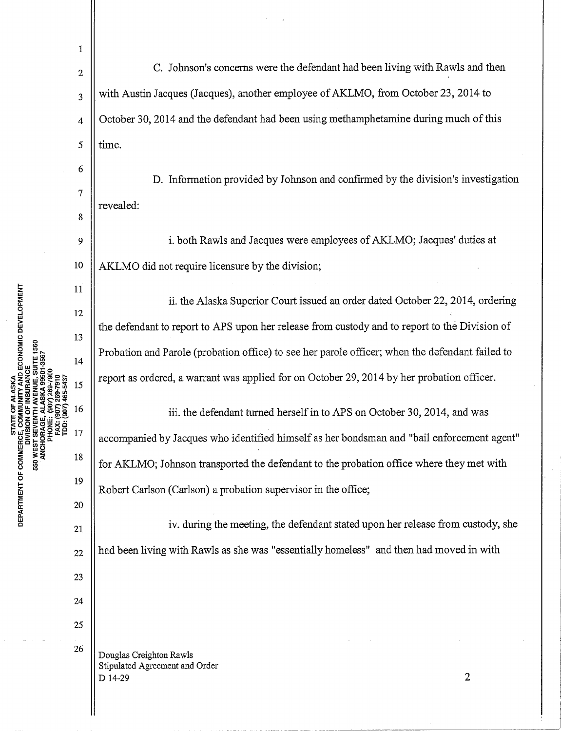C. Johnson's concerns were the defendant had been living with Rawls and then with Austin Jacques (Jacques), another employee of AKLMO, from October 23, 2014 to October 30, 2014 and the defendant had been using methamphetamine during much of this time.

D. Information provided by Johnson and confirmed by the division's investigation revealed:

i. both Rawls and Jacques were employees of AKLMO; Jacques' duties at AKLMO did not require licensure by the division;

ii. the Alaska Superior Court issued an order dated October 22, 2014, ordering the defendant to report to APS upon her release from custody and to report to the Division of Probation and Parole (probation office) to see her parole officer; when the defendant failed to report as ordered, a warrant was applied for on October 29, 2014 by her probation officer.

iii. the defendant turned herself in to APS on October 30, 2014, and was accompanied by Jacques who identified himself as her bondsman and "bail enforcement agent" for AKLMO; Johnson transported the defendant to the probation office where they met with Robert Carlson (Carlson) a probation supervisor in the office;

iv. during the meeting, the defendant stated upon her release from custody, she had been living with Rawls as she was "essentially homeless" and then had moved in with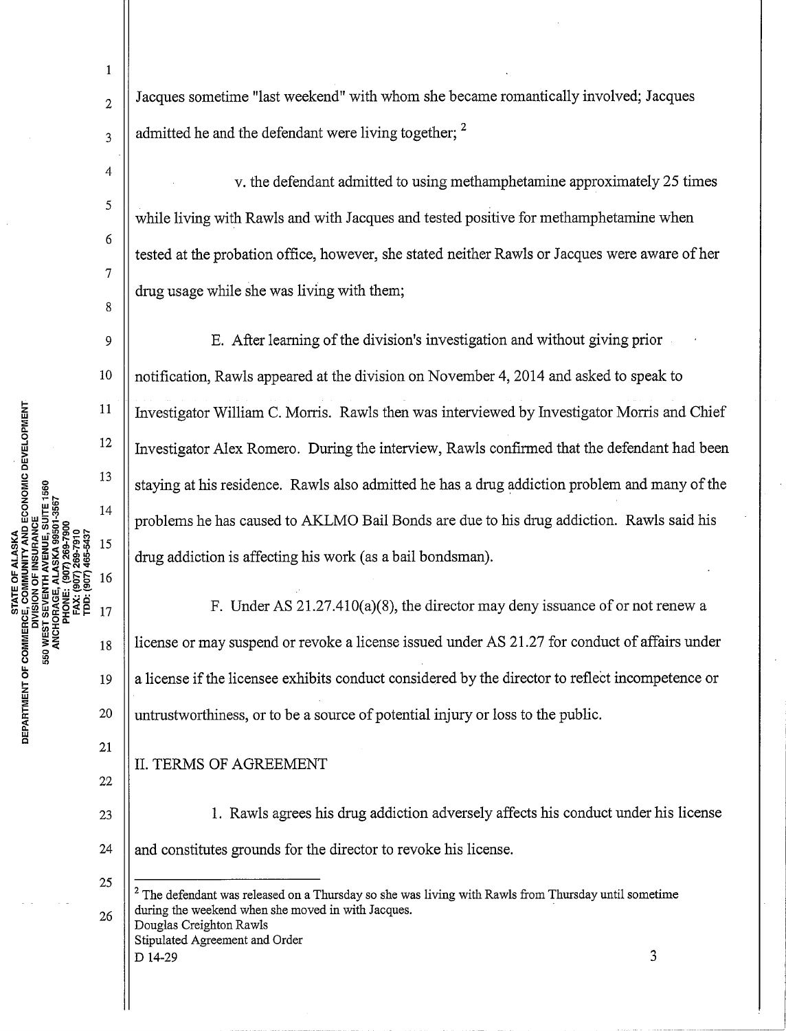Jacques sometime "last weekend" with whom she became romantically involved; Jacques admitted he and the defendant were living together; [2]

v. the defendant admitted to using methamphetamine approximately 25 times while living with Rawls and with Jacques and tested positive for methamphetamine when tested at the probation office, however, she stated neither Rawls or Jacques were aware of her drug usage while she was living with them;

E. After learning of the division's investigation and without giving prior notification, Rawls appeared at the division on November 4, 2014 and asked to speak to Investigator William C. Morris. Rawls then was interviewed by Investigator Morris and Chief Investigator Alex Romero. During the interview, Rawls confirmed that the defendant had been staying at his residence. Rawls also admitted he has a drug addiction problem and many of the problems he has caused to AKLMO Bail Bonds are due to his drug addiction. Rawls said his drug addiction is affecting his work (as a bail bondsman).

F. Under AS 21.27.410(a)(8), the director may deny issuance of or not renew a license or may suspend or revoke a license issued under AS 21.27 for conduct of affairs under a license if the licensee exhibits conduct considered by the director to reflect incompetence or untrustworthiness, or to be a source of potential injury or loss to the public.

## II. TERMS OF AGREEMENT

1. Rawls agrees his drug addiction adversely affects his conduct under his license and constitutes grounds for the director to revoke his license.

---

[2] The defendant was released on a Thursday so she was living with Rawls from Thursday until sometime during the weekend when she moved in with Jacques.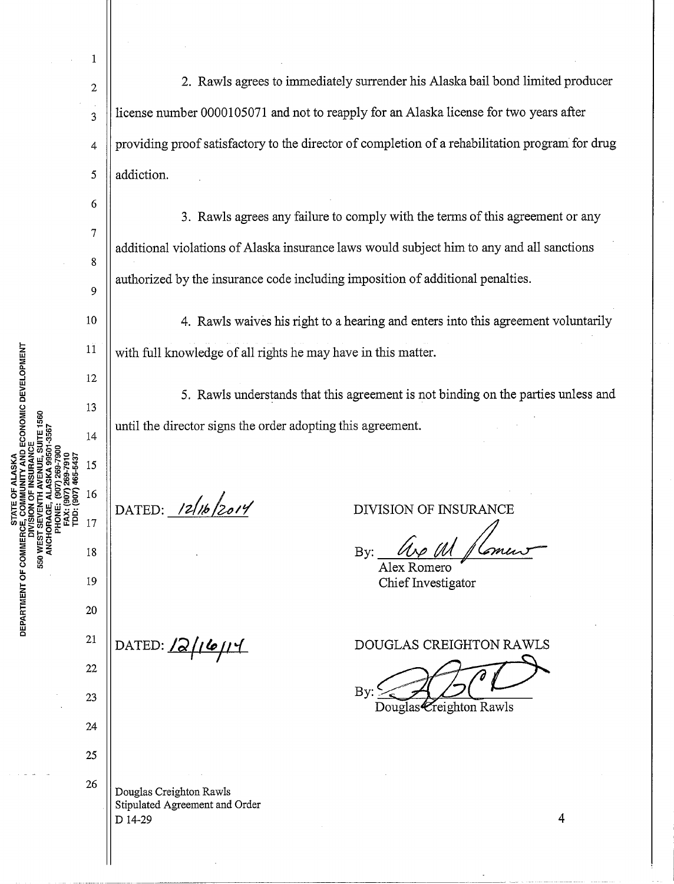2. Rawls agrees to immediately surrender his Alaska bail bond limited producer license number 0000105071 and not to reapply for an Alaska license for two years after providing proof satisfactory to the director of completion of a rehabilitation program for drug addiction.

3. Rawls agrees any failure to comply with the terms of this agreement or any additional violations of Alaska insurance laws would subject him to any and all sanctions authorized by the insurance code including imposition of additional penalties.

4. Rawls waives his right to a hearing and enters into this agreement voluntarily with full knowledge of all rights he may have in this matter.

5. Rawls understands that this agreement is not binding on the parties unless and until the director signs the order adopting this agreement.

DATED: 12/16/2014

DIVISION OF INSURANCE

By: Alex Romero
Chief Investigator

DATED: 12/16/14

DOUGLAS CREIGHTON RAWLS

By: Douglas Creighton Rawls

Douglas Creighton Rawls
Stipulated Agreement and Order
D 14-29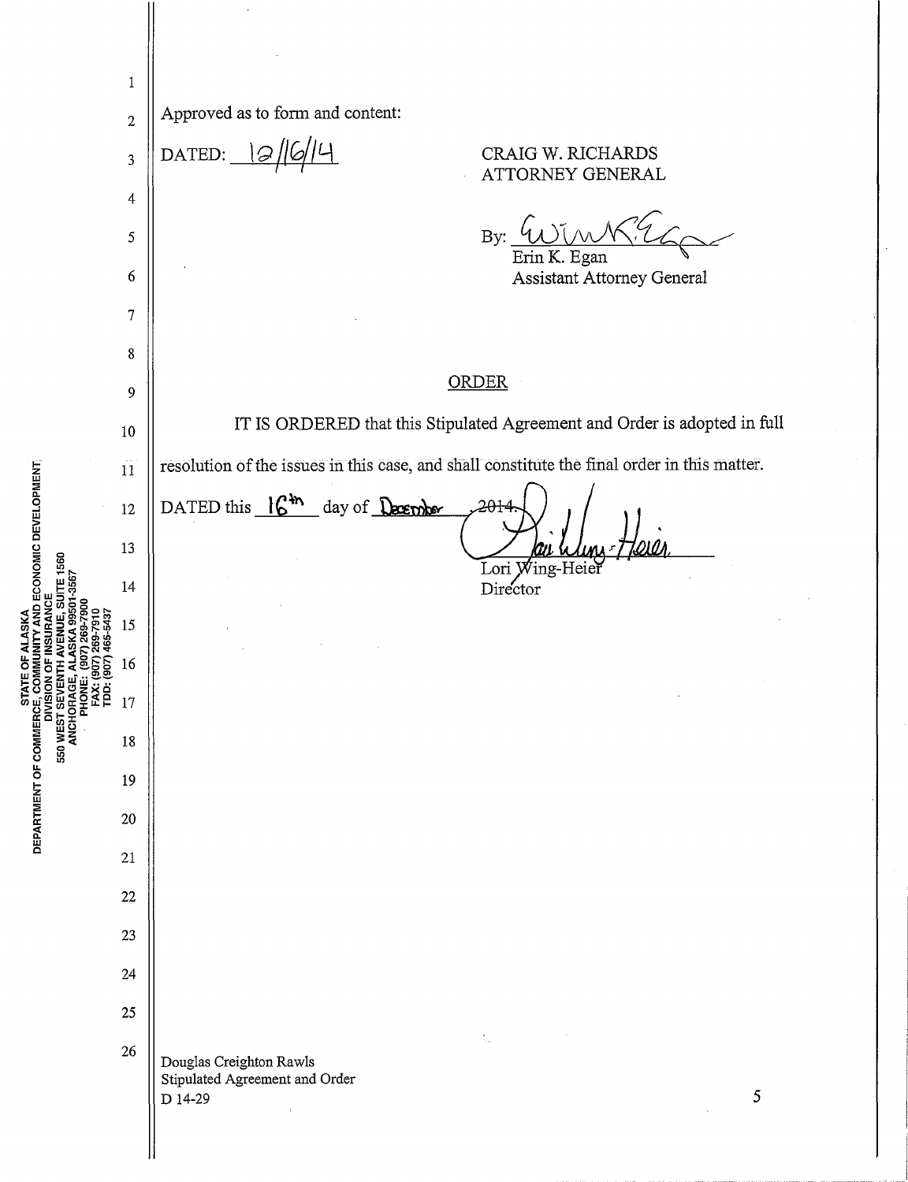Approved as to form and content:

DATED: 12/16/14

CRAIG W. RICHARDS
ATTORNEY GENERAL

By: [signature]
Erin K. Egan
Assistant Attorney General

## ORDER

IT IS ORDERED that this Stipulated Agreement and Order is adopted in full resolution of the issues in this case, and shall constitute the final order in this matter.

DATED this 16th day of December, 2014.

[signature]
Lori Wing-Heier
Director

STATE OF ALASKA
DEPARTMENT OF COMMERCE, COMMUNITY AND ECONOMIC DEVELOPMENT
DIVISION OF INSURANCE
550 WEST SEVENTH AVENUE, SUITE 1560
ANCHORAGE, ALASKA 99501-3567
PHONE: (907) 269-7900
FAX: (907) 269-7910
TDD: (907) 465-5437

Douglas Creighton Rawls
Stipulated Agreement and Order
D 14-29